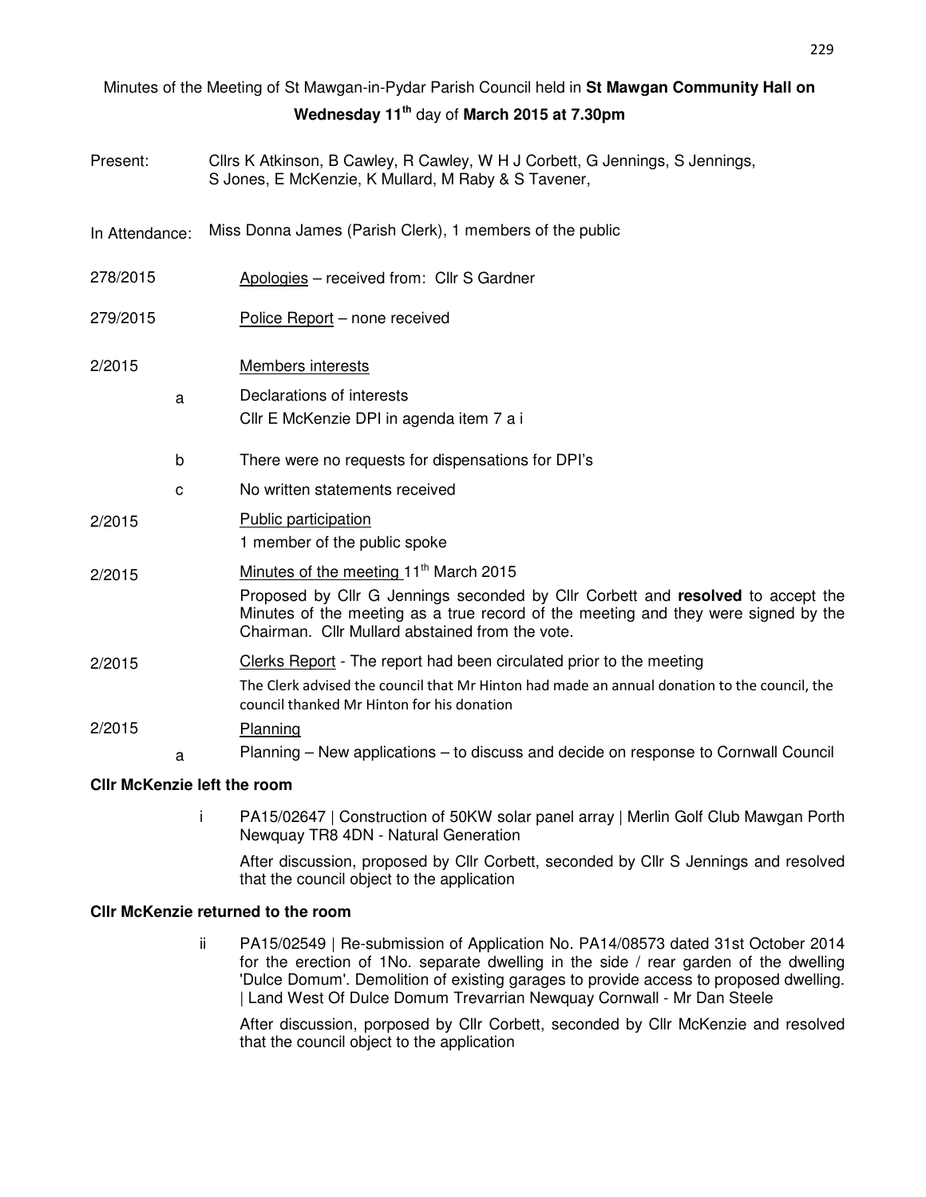Minutes of the Meeting of St Mawgan-in-Pydar Parish Council held in **St Mawgan Community Hall on Wednesday 11th** day of **March 2015 at 7.30pm**

Present: Cllrs K Atkinson, B Cawley, R Cawley, W H J Corbett, G Jennings, S Jennings, S Jones, E McKenzie, K Mullard, M Raby & S Tavener,

In Attendance: Miss Donna James (Parish Clerk), 1 members of the public

278/2015 Apologies – received from: Cllr S Gardner

279/2015 Police Report – none received

2/2015 Members interests

a Declarations of interests
Cllr E McKenzie DPI in agenda item 7 a i

b There were no requests for dispensations for DPI's

c No written statements received

2/2015 Public participation
1 member of the public spoke

2/2015 Minutes of the meeting 11th March 2015
Proposed by Cllr G Jennings seconded by Cllr Corbett and **resolved** to accept the Minutes of the meeting as a true record of the meeting and they were signed by the Chairman. Cllr Mullard abstained from the vote.

2/2015 Clerks Report - The report had been circulated prior to the meeting
The Clerk advised the council that Mr Hinton had made an annual donation to the council, the council thanked Mr Hinton for his donation

2/2015 Planning

a Planning – New applications – to discuss and decide on response to Cornwall Council

**Cllr McKenzie left the room**

i PA15/02647 | Construction of 50KW solar panel array | Merlin Golf Club Mawgan Porth Newquay TR8 4DN - Natural Generation

After discussion, proposed by Cllr Corbett, seconded by Cllr S Jennings and resolved that the council object to the application

**Cllr McKenzie returned to the room**

ii PA15/02549 | Re-submission of Application No. PA14/08573 dated 31st October 2014 for the erection of 1No. separate dwelling in the side / rear garden of the dwelling 'Dulce Domum'. Demolition of existing garages to provide access to proposed dwelling. | Land West Of Dulce Domum Trevarrian Newquay Cornwall - Mr Dan Steele

After discussion, porposed by Cllr Corbett, seconded by Cllr McKenzie and resolved that the council object to the application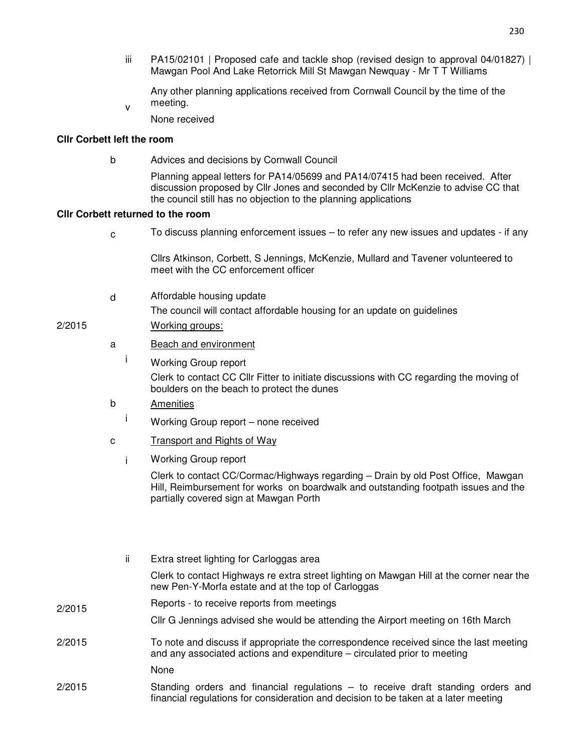iii PA15/02101 | Proposed cafe and tackle shop (revised design to approval 04/01827) | Mawgan Pool And Lake Retorrick Mill St Mawgan Newquay - Mr T T Williams

v Any other planning applications received from Cornwall Council by the time of the meeting.

None received

**Cllr Corbett left the room**

b Advices and decisions by Cornwall Council

Planning appeal letters for PA14/05699 and PA14/07415 had been received. After discussion proposed by Cllr Jones and seconded by Cllr McKenzie to advise CC that the council still has no objection to the planning applications

**Cllr Corbett returned to the room**

c To discuss planning enforcement issues – to refer any new issues and updates - if any

Cllrs Atkinson, Corbett, S Jennings, McKenzie, Mullard and Tavener volunteered to meet with the CC enforcement officer

d Affordable housing update

The council will contact affordable housing for an update on guidelines

2/2015 Working groups:

a Beach and environment

i Working Group report

Clerk to contact CC Cllr Fitter to initiate discussions with CC regarding the moving of boulders on the beach to protect the dunes

b Amenities

i Working Group report – none received

c Transport and Rights of Way

i Working Group report

Clerk to contact CC/Cormac/Highways regarding – Drain by old Post Office, Mawgan Hill, Reimbursement for works on boardwalk and outstanding footpath issues and the partially covered sign at Mawgan Porth

ii Extra street lighting for Carloggas area

Clerk to contact Highways re extra street lighting on Mawgan Hill at the corner near the new Pen-Y-Morfa estate and at the top of Carloggas

2/2015 Reports - to receive reports from meetings

Cllr G Jennings advised she would be attending the Airport meeting on 16th March

2/2015 To note and discuss if appropriate the correspondence received since the last meeting and any associated actions and expenditure – circulated prior to meeting

None

2/2015 Standing orders and financial regulations – to receive draft standing orders and financial regulations for consideration and decision to be taken at a later meeting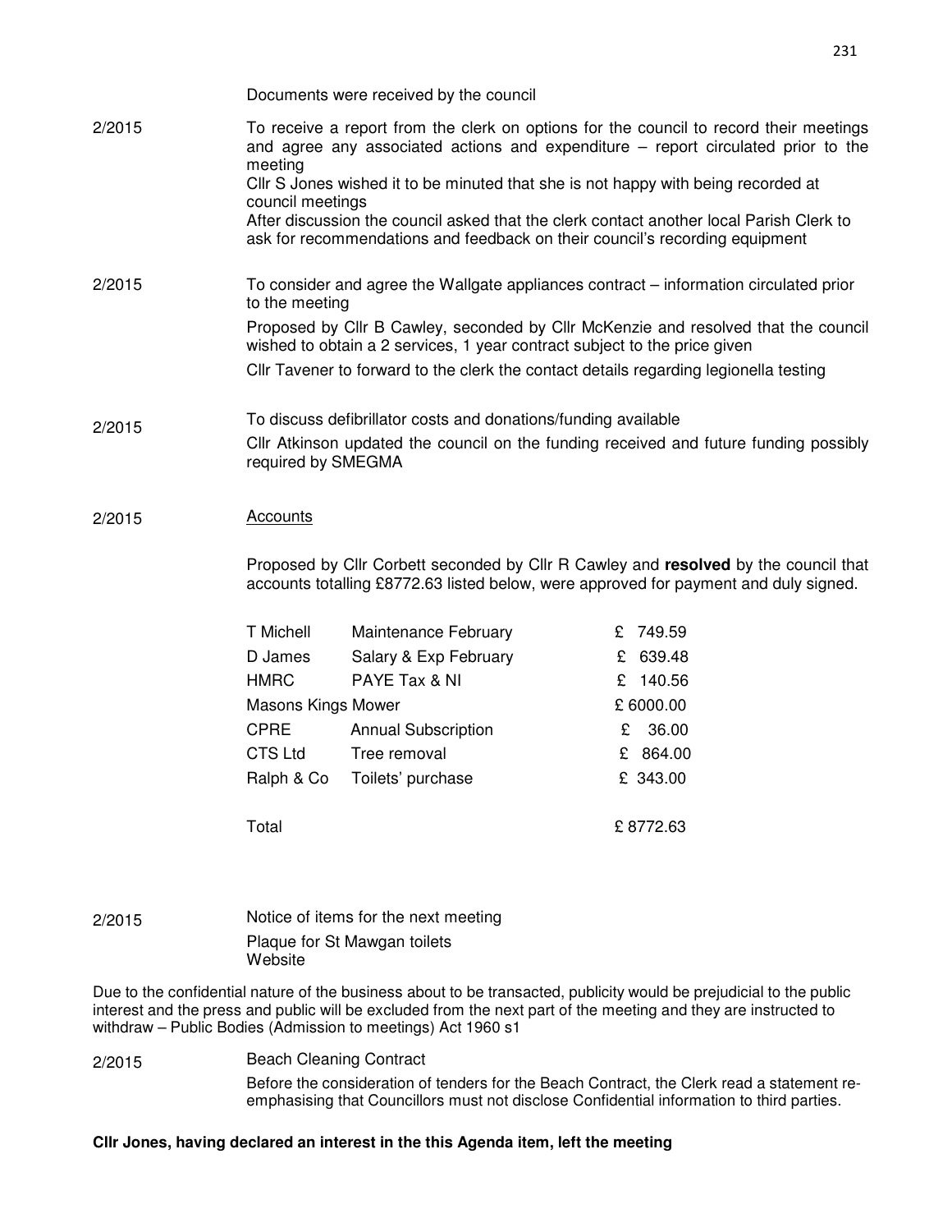Documents were received by the council

2/2015 To receive a report from the clerk on options for the council to record their meetings and agree any associated actions and expenditure – report circulated prior to the meeting

Cllr S Jones wished it to be minuted that she is not happy with being recorded at council meetings

After discussion the council asked that the clerk contact another local Parish Clerk to ask for recommendations and feedback on their council's recording equipment

2/2015 To consider and agree the Wallgate appliances contract – information circulated prior to the meeting

Proposed by Cllr B Cawley, seconded by Cllr McKenzie and resolved that the council wished to obtain a 2 services, 1 year contract subject to the price given

Cllr Tavener to forward to the clerk the contact details regarding legionella testing

2/2015 To discuss defibrillator costs and donations/funding available

Cllr Atkinson updated the council on the funding received and future funding possibly required by SMEGMA

2/2015 <u>Accounts</u>

Proposed by Cllr Corbett seconded by Cllr R Cawley and **resolved** by the council that accounts totalling £8772.63 listed below, were approved for payment and duly signed.

| | | |
|---|---|---|
| T Michell | Maintenance February | £ 749.59 |
| D James | Salary & Exp February | £ 639.48 |
| HMRC | PAYE Tax & NI | £ 140.56 |
| Masons Kings Mower | | £ 6000.00 |
| CPRE | Annual Subscription | £ 36.00 |
| CTS Ltd | Tree removal | £ 864.00 |
| Ralph & Co | Toilets' purchase | £ 343.00 |
| Total | | £ 8772.63 |

2/2015 Notice of items for the next meeting

Plaque for St Mawgan toilets
Website

Due to the confidential nature of the business about to be transacted, publicity would be prejudicial to the public interest and the press and public will be excluded from the next part of the meeting and they are instructed to withdraw – Public Bodies (Admission to meetings) Act 1960 s1

2/2015 Beach Cleaning Contract

Before the consideration of tenders for the Beach Contract, the Clerk read a statement re-emphasising that Councillors must not disclose Confidential information to third parties.

**Cllr Jones, having declared an interest in the this Agenda item, left the meeting**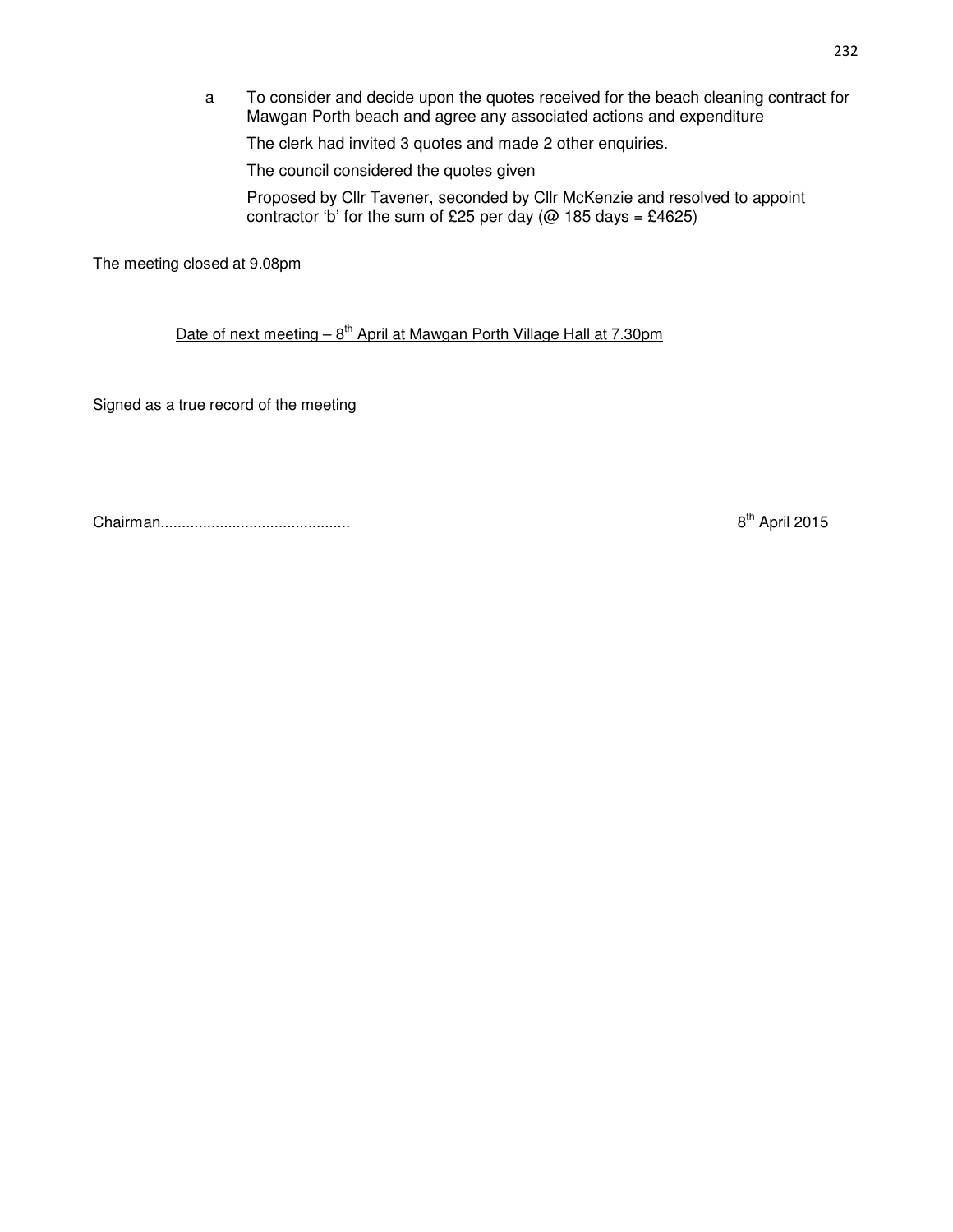a To consider and decide upon the quotes received for the beach cleaning contract for Mawgan Porth beach and agree any associated actions and expenditure

The clerk had invited 3 quotes and made 2 other enquiries.

The council considered the quotes given

Proposed by Cllr Tavener, seconded by Cllr McKenzie and resolved to appoint contractor 'b' for the sum of £25 per day (@ 185 days = £4625)

The meeting closed at 9.08pm

<u>Date of next meeting – 8th April at Mawgan Porth Village Hall at 7.30pm</u>

Signed as a true record of the meeting

Chairman............................................ 8th April 2015